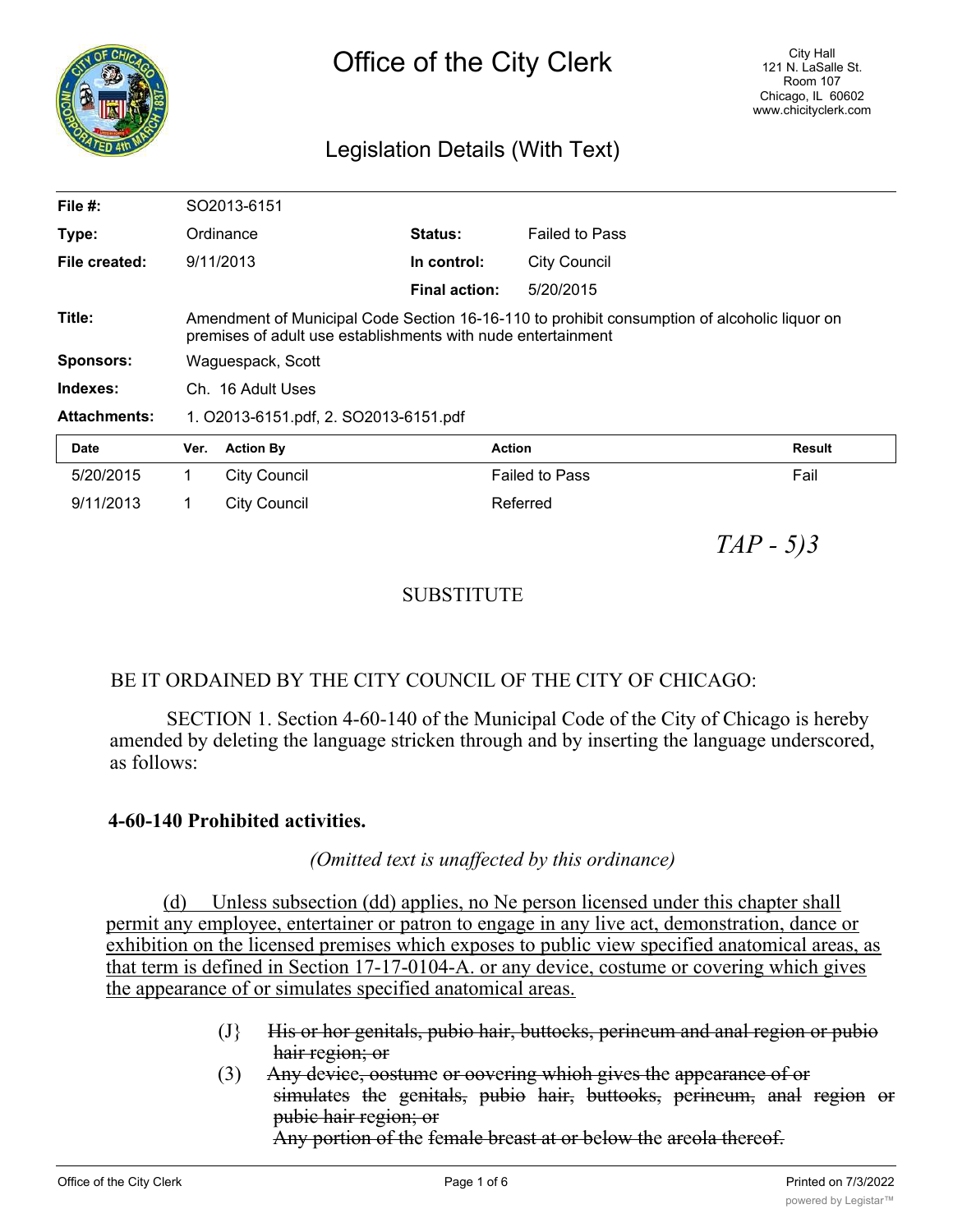# Office of the City Clerk

City Hall
121 N. LaSalle St.
Room 107
Chicago, IL 60602
www.chicityclerk.com

## Legislation Details (With Text)

| | | | |
|---|---|---|---|
| **File #:** | SO2013-6151 | | |
| **Type:** | Ordinance | **Status:** | Failed to Pass |
| **File created:** | 9/11/2013 | **In control:** | City Council |
| | | **Final action:** | 5/20/2015 |
| **Title:** | Amendment of Municipal Code Section 16-16-110 to prohibit consumption of alcoholic liquor on premises of adult use establishments with nude entertainment | | |
| **Sponsors:** | Waguespack, Scott | | |
| **Indexes:** | Ch. 16 Adult Uses | | |
| **Attachments:** | 1. O2013-6151.pdf, 2. SO2013-6151.pdf | | |

| Date | Ver. | Action By | Action | Result |
|---|---|---|---|---|
| 5/20/2015 | 1 | City Council | Failed to Pass | Fail |
| 9/11/2013 | 1 | City Council | Referred | |

*TAP - 5)3*

SUBSTITUTE

BE IT ORDAINED BY THE CITY COUNCIL OF THE CITY OF CHICAGO:

SECTION 1. Section 4-60-140 of the Municipal Code of the City of Chicago is hereby amended by deleting the language stricken through and by inserting the language underscored, as follows:

**4-60-140 Prohibited activities.**

*(Omitted text is unaffected by this ordinance)*

<u>(d) Unless subsection (dd) applies, no</u> ~~No~~ <u>person licensed under this chapter shall permit any employee, entertainer or patron to engage in any live act, demonstration, dance or exhibition on the licensed premises which exposes to public view specified anatomical areas, as that term is defined in Section 17-17-0104-A. or any device, costume or covering which gives the appearance of or simulates specified anatomical areas.</u>

(J} ~~His or hor genitals, pubio hair, buttocks, perineum and anal region or pubio hair region; or~~

(3) ~~Any device, oostume or oovering whioh gives the appearance of or simulates the genitals, pubio hair, buttooks, perineum, anal region or pubic hair region; or~~

~~Any portion of the female breast at or below the areola thereof.~~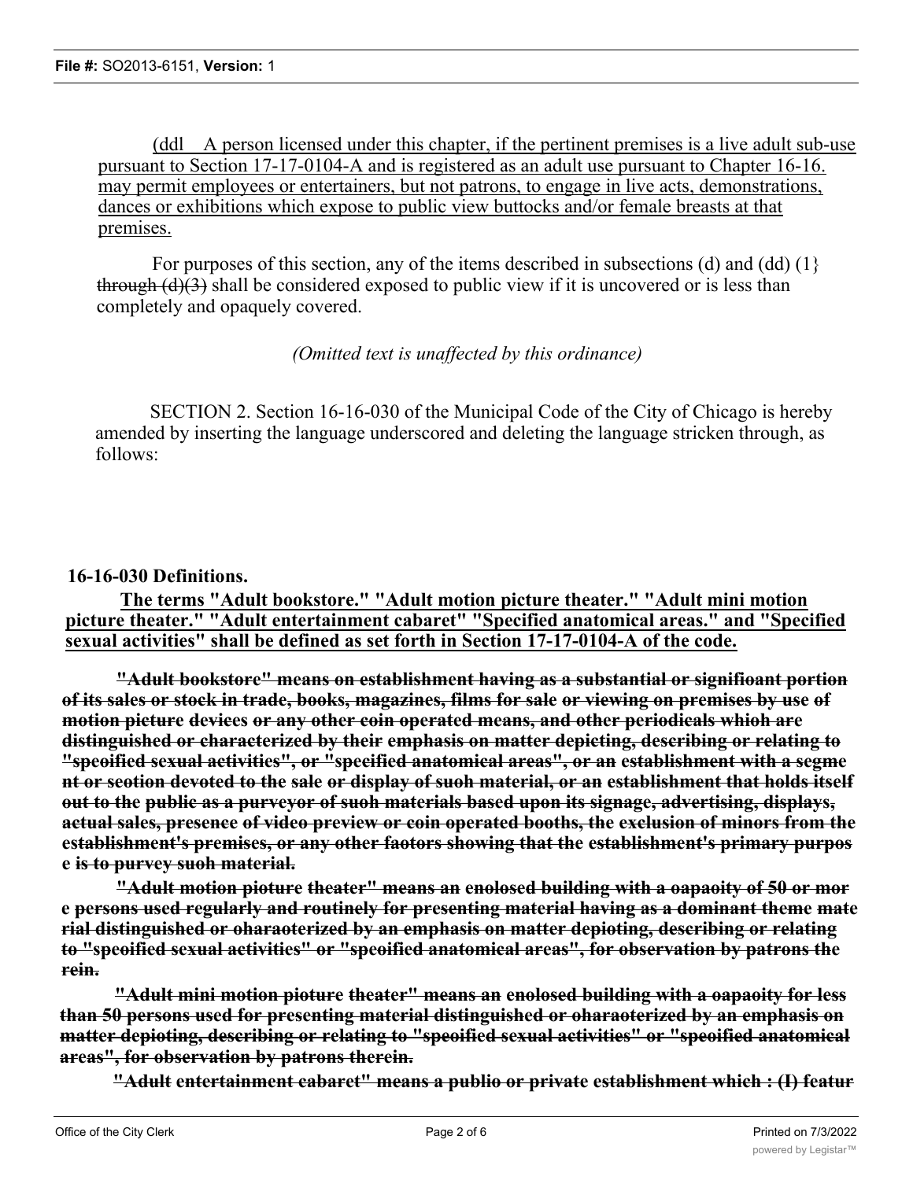(ddl A person licensed under this chapter, if the pertinent premises is a live adult sub-use pursuant to Section 17-17-0104-A and is registered as an adult use pursuant to Chapter 16-16. may permit employees or entertainers, but not patrons, to engage in live acts, demonstrations, dances or exhibitions which expose to public view buttocks and/or female breasts at that premises.

For purposes of this section, any of the items described in subsections (d) and (dd) (1} ~~through (d)(3)~~ shall be considered exposed to public view if it is uncovered or is less than completely and opaquely covered.

*(Omitted text is unaffected by this ordinance)*

SECTION 2. Section 16-16-030 of the Municipal Code of the City of Chicago is hereby amended by inserting the language underscored and deleting the language stricken through, as follows:

**16-16-030 Definitions.**

**The terms "Adult bookstore." "Adult motion picture theater." "Adult mini motion picture theater." "Adult entertainment cabaret" "Specified anatomical areas." and "Specified sexual activities" shall be defined as set forth in Section 17-17-0104-A of the code.**

~~**"Adult bookstore" means on establishment having as a substantial or signifioant portion of its sales or stock in trade, books, magazines, films for sale or viewing on premises by use of motion picture devices or any other coin operated means, and other periodicals whioh are distinguished or characterized by their emphasis on matter depicting, describing or relating to "speoified sexual activities", or "specified anatomical areas", or an establishment with a segment or seotion devoted to the sale or display of suoh material, or an establishment that holds itself out to the public as a purveyor of suoh materials based upon its signage, advertising, displays, actual sales, presence of video preview or coin operated booths, the exclusion of minors from the establishment's premises, or any other faotors showing that the establishment's primary purpose is to purvey suoh material.**~~

~~**"Adult motion pioture theater" means an enolosed building with a oapaoity of 50 or more persons used regularly and routinely for presenting material having as a dominant theme material distinguished or oharaoterized by an emphasis on matter depioting, describing or relating to "speoified sexual activities" or "speoified anatomical areas", for observation by patrons therein.**~~

~~**"Adult mini motion pioture theater" means an enolosed building with a oapaoity for less than 50 persons used for presenting material distinguished or oharaoterized by an emphasis on matter depioting, describing or relating to "speoified sexual activities" or "speoified anatomical areas", for observation by patrons therein.**~~

~~**"Adult entertainment cabaret" means a publio or private establishment which : (I) featur**~~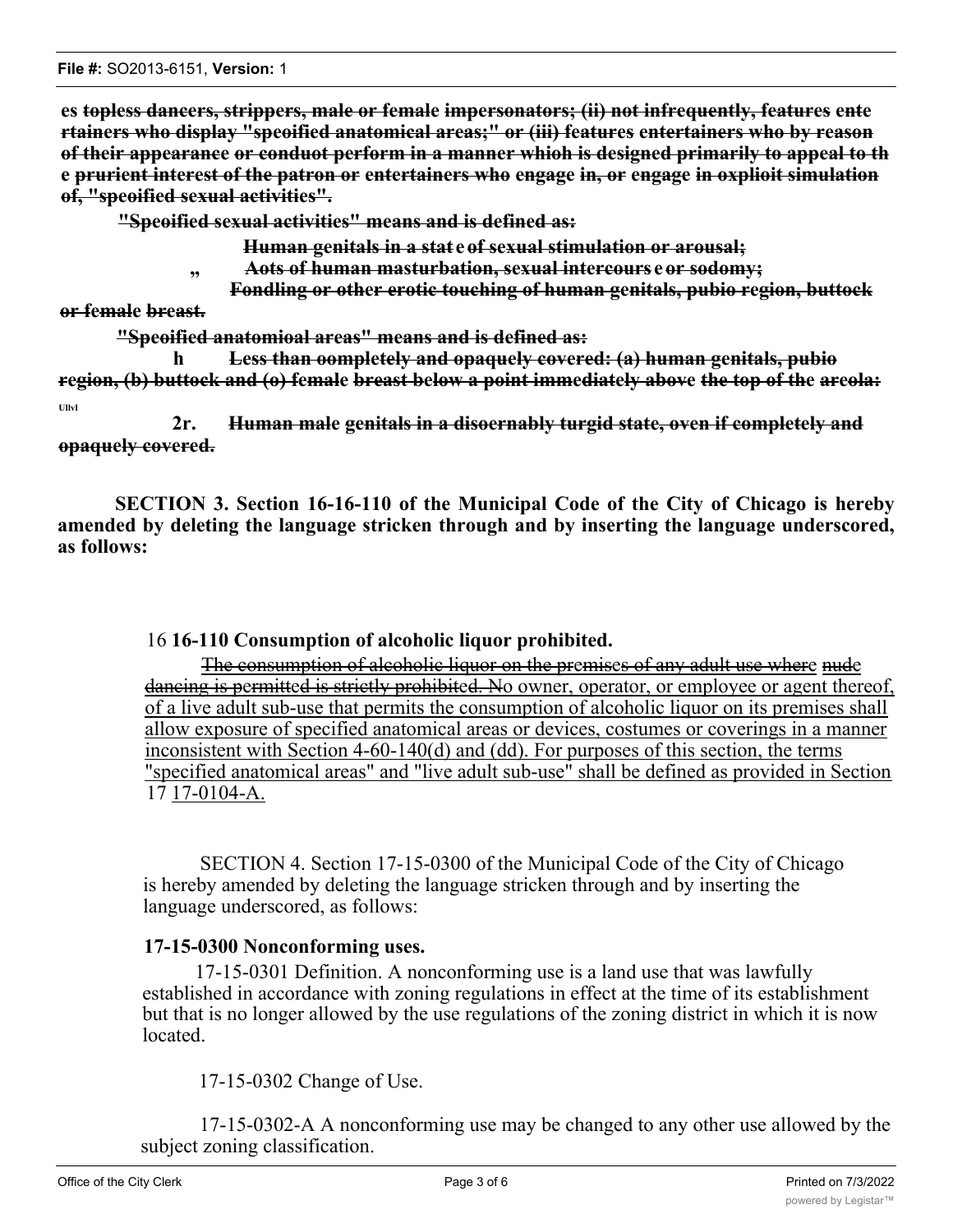**es ~~topless dancers, strippers, male or female impersonators; (ii) not infrequently, features ente rtainers who display "speoified anatomical areas;" or (iii) features entertainers who by reason of their appearance or conduot perform in a manner whioh is designed primarily to appeal to th e prurient interest of the patron or entertainers who engage in, or engage in oxplioit simulation of, "speoified sexual activities".~~**

**~~"Speoified sexual activities" means and is defined as:~~**

**~~Human genitals in a stat e of sexual stimulation or arousal;~~**

**" ~~Aots of human masturbation, sexual intercours e or sodomy;~~**

**~~Fondling or other erotic touching of human genitals, pubio region, buttock or female breast.~~**

**~~"Speoified anatomioal areas" means and is defined as:~~**

**h ~~Less than oompletely and opaquely covered: (a) human genitals, pubio region, (b) buttock and (o) female breast below a point immediately above the top of the areola:~~**

Ullvl

**2r. ~~Human male genitals in a disoernably turgid state, oven if completely and opaquely covered.~~**

**SECTION 3. Section 16-16-110 of the Municipal Code of the City of Chicago is hereby amended by deleting the language stricken through and by inserting the language underscored, as follows:**

16 **16-110 Consumption of alcoholic liquor prohibited.**

~~The consumption of alcoholic liquor on the premises of any adult use where nude dancing is permitted is strictly prohibited.~~ No owner, operator, or employee or agent thereof, of a live adult sub-use that permits the consumption of alcoholic liquor on its premises shall allow exposure of specified anatomical areas or devices, costumes or coverings in a manner inconsistent with Section 4-60-140(d) and (dd). For purposes of this section, the terms "specified anatomical areas" and "live adult sub-use" shall be defined as provided in Section 17 17-0104-A.

SECTION 4. Section 17-15-0300 of the Municipal Code of the City of Chicago is hereby amended by deleting the language stricken through and by inserting the language underscored, as follows:

**17-15-0300 Nonconforming uses.**

17-15-0301 Definition. A nonconforming use is a land use that was lawfully established in accordance with zoning regulations in effect at the time of its establishment but that is no longer allowed by the use regulations of the zoning district in which it is now located.

17-15-0302 Change of Use.

17-15-0302-A A nonconforming use may be changed to any other use allowed by the subject zoning classification.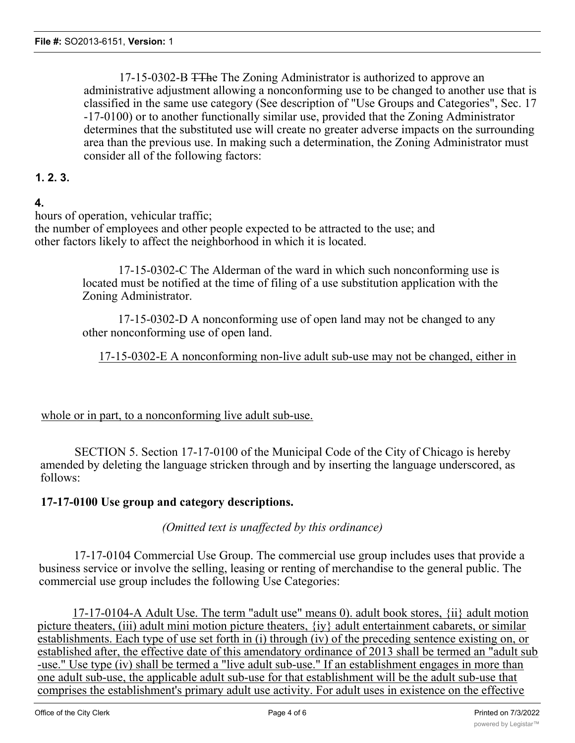17-15-0302-B ~~TThe~~ The Zoning Administrator is authorized to approve an administrative adjustment allowing a nonconforming use to be changed to another use that is classified in the same use category (See description of "Use Groups and Categories", Sec. 17 -17-0100) or to another functionally similar use, provided that the Zoning Administrator determines that the substituted use will create no greater adverse impacts on the surrounding area than the previous use. In making such a determination, the Zoning Administrator must consider all of the following factors:

**1. 2. 3.**

**4.**

hours of operation, vehicular traffic;
the number of employees and other people expected to be attracted to the use; and
other factors likely to affect the neighborhood in which it is located.

17-15-0302-C The Alderman of the ward in which such nonconforming use is located must be notified at the time of filing of a use substitution application with the Zoning Administrator.

17-15-0302-D A nonconforming use of open land may not be changed to any other nonconforming use of open land.

<u>17-15-0302-E A nonconforming non-live adult sub-use may not be changed, either in</u>

<u>whole or in part, to a nonconforming live adult sub-use.</u>

SECTION 5. Section 17-17-0100 of the Municipal Code of the City of Chicago is hereby amended by deleting the language stricken through and by inserting the language underscored, as follows:

**17-17-0100 Use group and category descriptions.**

*(Omitted text is unaffected by this ordinance)*

17-17-0104 Commercial Use Group. The commercial use group includes uses that provide a business service or involve the selling, leasing or renting of merchandise to the general public. The commercial use group includes the following Use Categories:

<u>17-17-0104-A Adult Use. The term "adult use" means 0). adult book stores, {ii} adult motion picture theaters, (iii) adult mini motion picture theaters, {iy} adult entertainment cabarets, or similar establishments. Each type of use set forth in (i) through (iv) of the preceding sentence existing on, or established after, the effective date of this amendatory ordinance of 2013 shall be termed an "adult sub -use." Use type (iv) shall be termed a "live adult sub-use." If an establishment engages in more than one adult sub-use, the applicable adult sub-use for that establishment will be the adult sub-use that comprises the establishment's primary adult use activity. For adult uses in existence on the effective</u>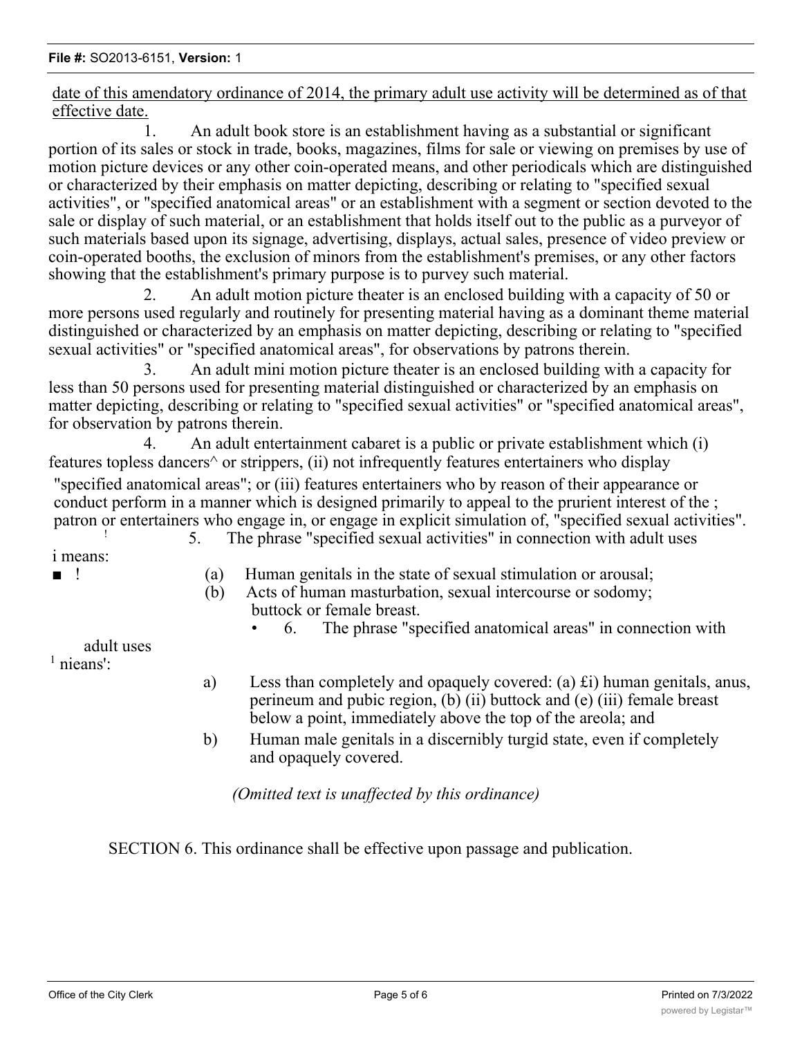<u>date of this amendatory ordinance of 2014, the primary adult use activity will be determined as of that effective date.</u>

1. An adult book store is an establishment having as a substantial or significant portion of its sales or stock in trade, books, magazines, films for sale or viewing on premises by use of motion picture devices or any other coin-operated means, and other periodicals which are distinguished or characterized by their emphasis on matter depicting, describing or relating to "specified sexual activities", or "specified anatomical areas" or an establishment with a segment or section devoted to the sale or display of such material, or an establishment that holds itself out to the public as a purveyor of such materials based upon its signage, advertising, displays, actual sales, presence of video preview or coin-operated booths, the exclusion of minors from the establishment's premises, or any other factors showing that the establishment's primary purpose is to purvey such material.

2. An adult motion picture theater is an enclosed building with a capacity of 50 or more persons used regularly and routinely for presenting material having as a dominant theme material distinguished or characterized by an emphasis on matter depicting, describing or relating to "specified sexual activities" or "specified anatomical areas", for observations by patrons therein.

3. An adult mini motion picture theater is an enclosed building with a capacity for less than 50 persons used for presenting material distinguished or characterized by an emphasis on matter depicting, describing or relating to "specified sexual activities" or "specified anatomical areas", for observation by patrons therein.

4. An adult entertainment cabaret is a public or private establishment which (i) features topless dancers^ or strippers, (ii) not infrequently features entertainers who display "specified anatomical areas"; or (iii) features entertainers who by reason of their appearance or conduct perform in a manner which is designed primarily to appeal to the prurient interest of the ; patron or entertainers who engage in, or engage in explicit simulation of, "specified sexual activities".

5. The phrase "specified sexual activities" in connection with adult uses means:

(a) Human genitals in the state of sexual stimulation or arousal;

(b) Acts of human masturbation, sexual intercourse or sodomy; buttock or female breast.

6. The phrase "specified anatomical areas" in connection with adult uses means':

a) Less than completely and opaquely covered: (a) £i) human genitals, anus, perineum and pubic region, (b) (ii) buttock and (e) (iii) female breast below a point, immediately above the top of the areola; and

b) Human male genitals in a discernibly turgid state, even if completely and opaquely covered.

*(Omitted text is unaffected by this ordinance)*

SECTION 6. This ordinance shall be effective upon passage and publication.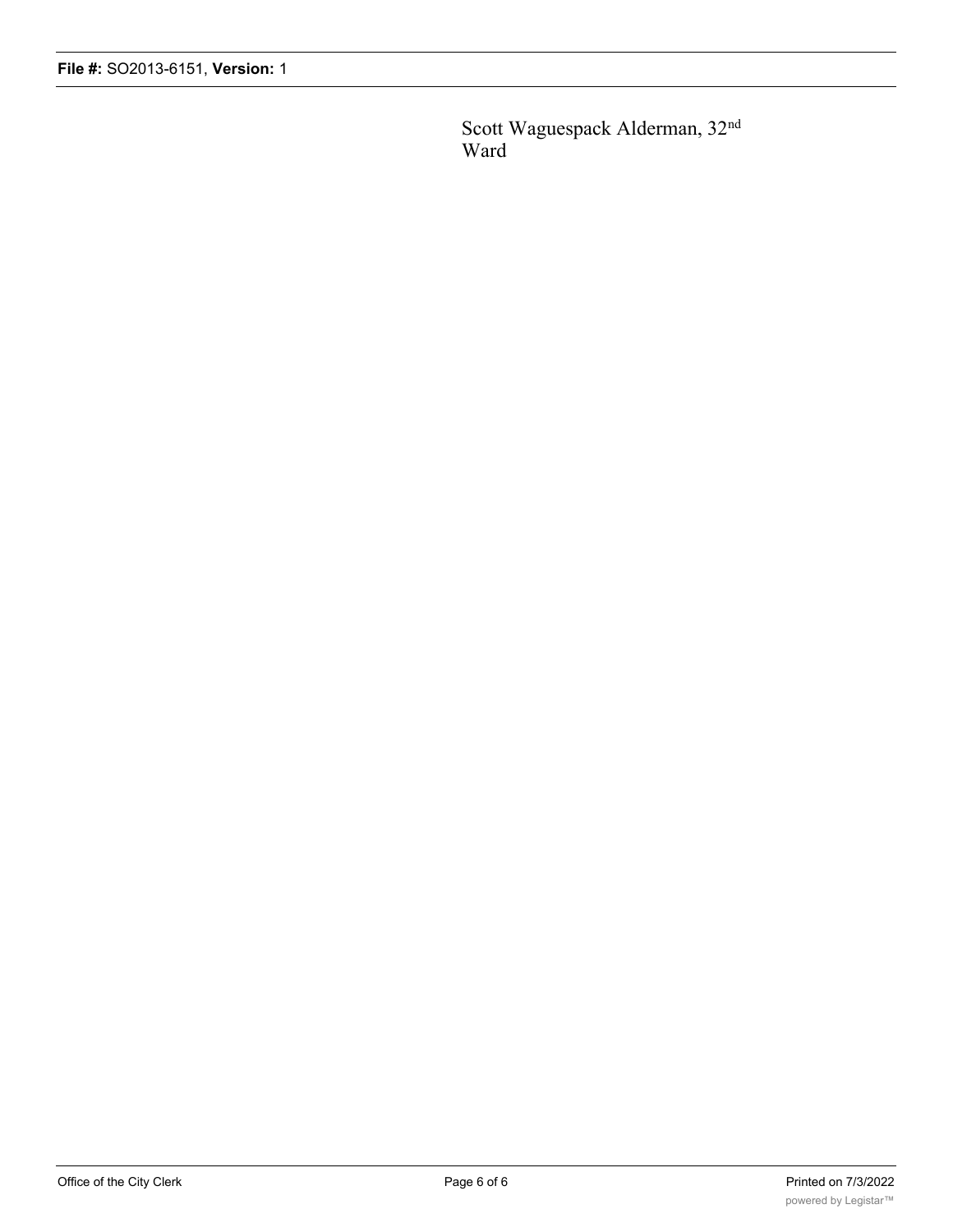Scott Waguespack Alderman, 32nd Ward